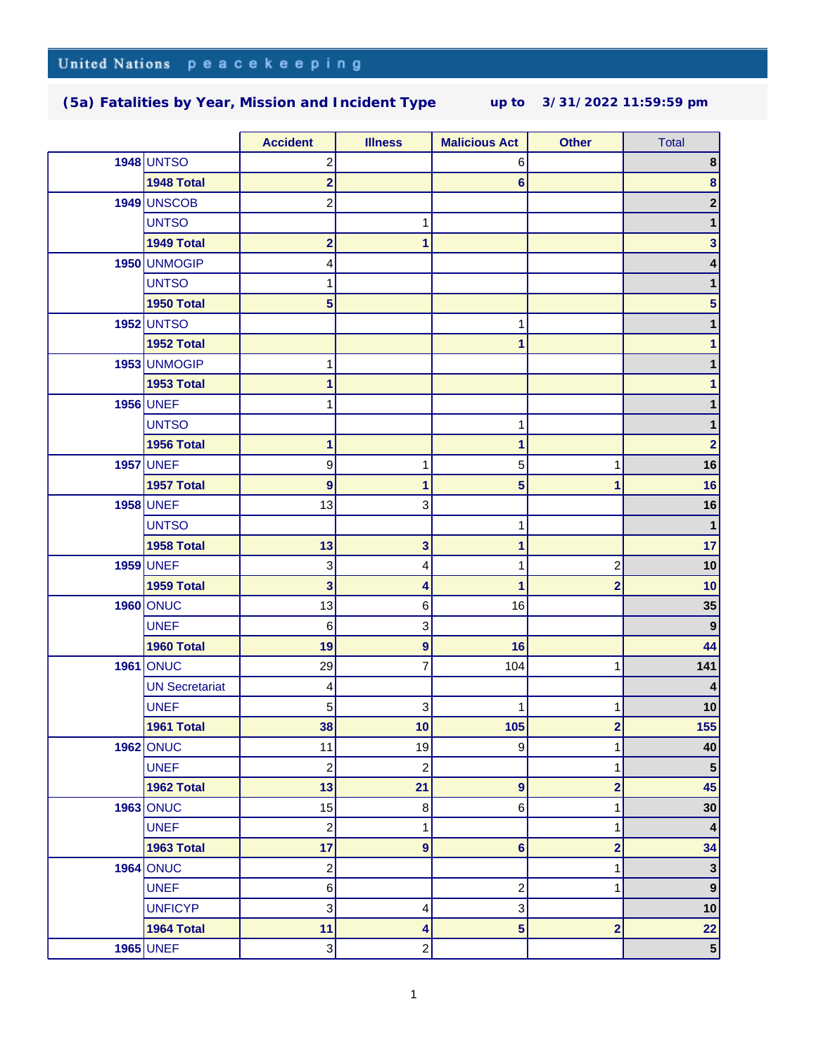United Nations peacekeeping

## (5a) Fatalities by Year, Mission and Incident Type up to 3/31/2022 11:59:59 pm

| | | Accident | Illness | Malicious Act | Other | Total |
|---|---|---|---|---|---|---|
| 1948 | UNTSO | 2 | | 6 | | 8 |
| | **1948 Total** | **2** | | **6** | | **8** |
| 1949 | UNSCOB | 2 | | | | 2 |
| | UNTSO | | 1 | | | 1 |
| | **1949 Total** | **2** | **1** | | | **3** |
| 1950 | UNMOGIP | 4 | | | | 4 |
| | UNTSO | 1 | | | | 1 |
| | **1950 Total** | **5** | | | | **5** |
| 1952 | UNTSO | | | 1 | | 1 |
| | **1952 Total** | | | **1** | | **1** |
| 1953 | UNMOGIP | 1 | | | | 1 |
| | **1953 Total** | **1** | | | | **1** |
| 1956 | UNEF | 1 | | | | 1 |
| | UNTSO | | | 1 | | 1 |
| | **1956 Total** | **1** | | **1** | | **2** |
| 1957 | UNEF | 9 | 1 | 5 | 1 | 16 |
| | **1957 Total** | **9** | **1** | **5** | **1** | **16** |
| 1958 | UNEF | 13 | 3 | | | 16 |
| | UNTSO | | | 1 | | 1 |
| | **1958 Total** | **13** | **3** | **1** | | **17** |
| 1959 | UNEF | 3 | 4 | 1 | 2 | 10 |
| | **1959 Total** | **3** | **4** | **1** | **2** | **10** |
| 1960 | ONUC | 13 | 6 | 16 | | 35 |
| | UNEF | 6 | 3 | | | 9 |
| | **1960 Total** | **19** | **9** | **16** | | **44** |
| 1961 | ONUC | 29 | 7 | 104 | 1 | 141 |
| | UN Secretariat | 4 | | | | 4 |
| | UNEF | 5 | 3 | 1 | 1 | 10 |
| | **1961 Total** | **38** | **10** | **105** | **2** | **155** |
| 1962 | ONUC | 11 | 19 | 9 | 1 | 40 |
| | UNEF | 2 | 2 | | 1 | 5 |
| | **1962 Total** | **13** | **21** | **9** | **2** | **45** |
| 1963 | ONUC | 15 | 8 | 6 | 1 | 30 |
| | UNEF | 2 | 1 | | 1 | 4 |
| | **1963 Total** | **17** | **9** | **6** | **2** | **34** |
| 1964 | ONUC | 2 | | | 1 | 3 |
| | UNEF | 6 | | 2 | 1 | 9 |
| | UNFICYP | 3 | 4 | 3 | | 10 |
| | **1964 Total** | **11** | **4** | **5** | **2** | **22** |
| 1965 | UNEF | 3 | 2 | | | 5 |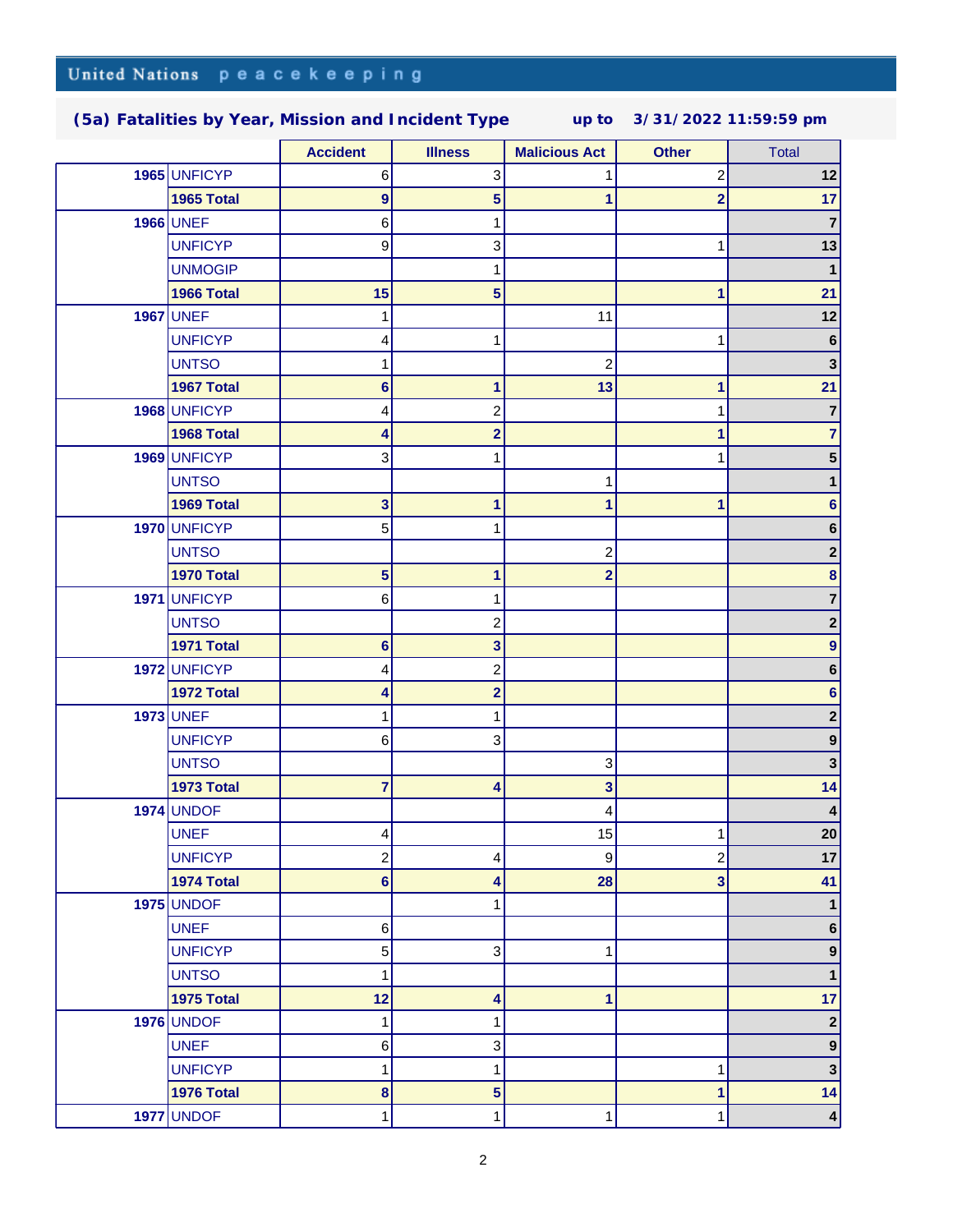United Nations peacekeeping

## (5a) Fatalities by Year, Mission and Incident Type up to 3/31/2022 11:59:59 pm

| | | Accident | Illness | Malicious Act | Other | Total |
|---|---|---|---|---|---|---|
| 1965 | UNFICYP | 6 | 3 | 1 | 2 | **12** |
| | **1965 Total** | **9** | **5** | **1** | **2** | **17** |
| 1966 | UNEF | 6 | 1 | | | **7** |
| | UNFICYP | 9 | 3 | | 1 | **13** |
| | UNMOGIP | | 1 | | | **1** |
| | **1966 Total** | **15** | **5** | | **1** | **21** |
| 1967 | UNEF | 1 | | 11 | | **12** |
| | UNFICYP | 4 | 1 | | 1 | **6** |
| | UNTSO | 1 | | 2 | | **3** |
| | **1967 Total** | **6** | **1** | **13** | **1** | **21** |
| 1968 | UNFICYP | 4 | 2 | | 1 | **7** |
| | **1968 Total** | **4** | **2** | | **1** | **7** |
| 1969 | UNFICYP | 3 | 1 | | 1 | **5** |
| | UNTSO | | | 1 | | **1** |
| | **1969 Total** | **3** | **1** | **1** | **1** | **6** |
| 1970 | UNFICYP | 5 | 1 | | | **6** |
| | UNTSO | | | 2 | | **2** |
| | **1970 Total** | **5** | **1** | **2** | | **8** |
| 1971 | UNFICYP | 6 | 1 | | | **7** |
| | UNTSO | | 2 | | | **2** |
| | **1971 Total** | **6** | **3** | | | **9** |
| 1972 | UNFICYP | 4 | 2 | | | **6** |
| | **1972 Total** | **4** | **2** | | | **6** |
| 1973 | UNEF | 1 | 1 | | | **2** |
| | UNFICYP | 6 | 3 | | | **9** |
| | UNTSO | | | 3 | | **3** |
| | **1973 Total** | **7** | **4** | **3** | | **14** |
| 1974 | UNDOF | | | 4 | | **4** |
| | UNEF | 4 | | 15 | 1 | **20** |
| | UNFICYP | 2 | 4 | 9 | 2 | **17** |
| | **1974 Total** | **6** | **4** | **28** | **3** | **41** |
| 1975 | UNDOF | | 1 | | | **1** |
| | UNEF | 6 | | | | **6** |
| | UNFICYP | 5 | 3 | 1 | | **9** |
| | UNTSO | 1 | | | | **1** |
| | **1975 Total** | **12** | **4** | **1** | | **17** |
| 1976 | UNDOF | 1 | 1 | | | **2** |
| | UNEF | 6 | 3 | | | **9** |
| | UNFICYP | 1 | 1 | | 1 | **3** |
| | **1976 Total** | **8** | **5** | | **1** | **14** |
| 1977 | UNDOF | 1 | 1 | 1 | 1 | **4** |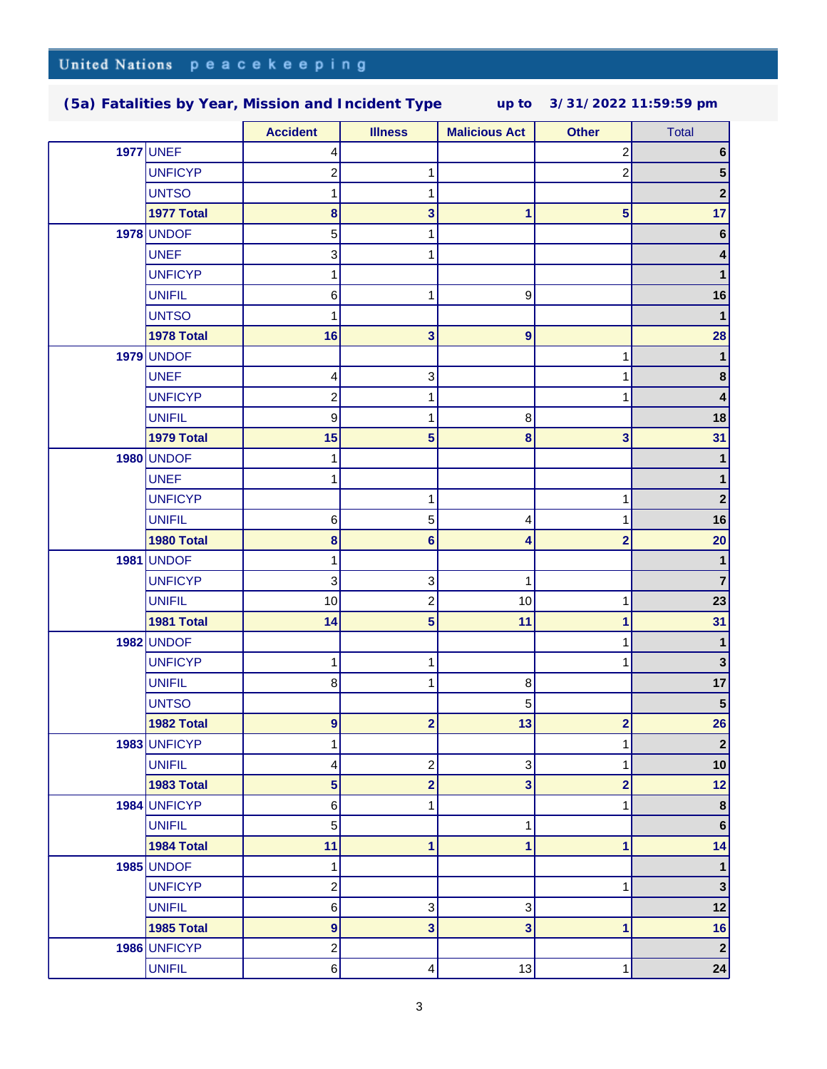United Nations peacekeeping

## (5a) Fatalities by Year, Mission and Incident Type up to 3/31/2022 11:59:59 pm

| | | Accident | Illness | Malicious Act | Other | Total |
|---|---|---|---|---|---|---|
| 1977 | UNEF | 4 | | | 2 | 6 |
| | UNFICYP | 2 | 1 | | 2 | 5 |
| | UNTSO | 1 | 1 | | | 2 |
| | **1977 Total** | **8** | **3** | **1** | **5** | **17** |
| 1978 | UNDOF | 5 | 1 | | | 6 |
| | UNEF | 3 | 1 | | | 4 |
| | UNFICYP | 1 | | | | 1 |
| | UNIFIL | 6 | 1 | 9 | | 16 |
| | UNTSO | 1 | | | | 1 |
| | **1978 Total** | **16** | **3** | **9** | | **28** |
| 1979 | UNDOF | | | | 1 | 1 |
| | UNEF | 4 | 3 | | 1 | 8 |
| | UNFICYP | 2 | 1 | | 1 | 4 |
| | UNIFIL | 9 | 1 | 8 | | 18 |
| | **1979 Total** | **15** | **5** | **8** | **3** | **31** |
| 1980 | UNDOF | 1 | | | | 1 |
| | UNEF | 1 | | | | 1 |
| | UNFICYP | | 1 | | 1 | 2 |
| | UNIFIL | 6 | 5 | 4 | 1 | 16 |
| | **1980 Total** | **8** | **6** | **4** | **2** | **20** |
| 1981 | UNDOF | 1 | | | | 1 |
| | UNFICYP | 3 | 3 | 1 | | 7 |
| | UNIFIL | 10 | 2 | 10 | 1 | 23 |
| | **1981 Total** | **14** | **5** | **11** | **1** | **31** |
| 1982 | UNDOF | | | | 1 | 1 |
| | UNFICYP | 1 | 1 | | 1 | 3 |
| | UNIFIL | 8 | 1 | 8 | | 17 |
| | UNTSO | | | 5 | | 5 |
| | **1982 Total** | **9** | **2** | **13** | **2** | **26** |
| 1983 | UNFICYP | 1 | | | 1 | 2 |
| | UNIFIL | 4 | 2 | 3 | 1 | 10 |
| | **1983 Total** | **5** | **2** | **3** | **2** | **12** |
| 1984 | UNFICYP | 6 | 1 | | 1 | 8 |
| | UNIFIL | 5 | | 1 | | 6 |
| | **1984 Total** | **11** | **1** | **1** | **1** | **14** |
| 1985 | UNDOF | 1 | | | | 1 |
| | UNFICYP | 2 | | | 1 | 3 |
| | UNIFIL | 6 | 3 | 3 | | 12 |
| | **1985 Total** | **9** | **3** | **3** | **1** | **16** |
| 1986 | UNFICYP | 2 | | | | 2 |
| | UNIFIL | 6 | 4 | 13 | 1 | 24 |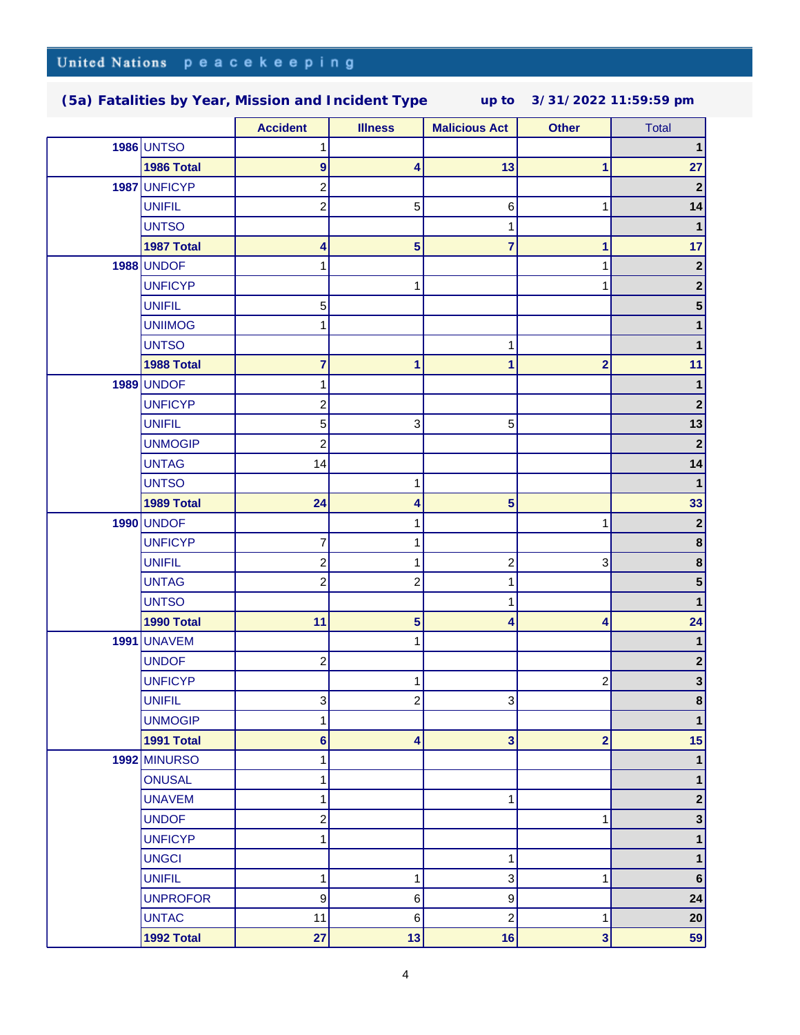United Nations peacekeeping

## (5a) Fatalities by Year, Mission and Incident Type up to 3/31/2022 11:59:59 pm

| | | Accident | Illness | Malicious Act | Other | Total |
|---|---|---|---|---|---|---|
| 1986 | UNTSO | 1 | | | | 1 |
| | **1986 Total** | **9** | **4** | **13** | **1** | **27** |
| 1987 | UNFICYP | 2 | | | | 2 |
| | UNIFIL | 2 | 5 | 6 | 1 | 14 |
| | UNTSO | | | 1 | | 1 |
| | **1987 Total** | **4** | **5** | **7** | **1** | **17** |
| 1988 | UNDOF | 1 | | | 1 | 2 |
| | UNFICYP | | 1 | | 1 | 2 |
| | UNIFIL | 5 | | | | 5 |
| | UNIIMOG | 1 | | | | 1 |
| | UNTSO | | | 1 | | 1 |
| | **1988 Total** | **7** | **1** | **1** | **2** | **11** |
| 1989 | UNDOF | 1 | | | | 1 |
| | UNFICYP | 2 | | | | 2 |
| | UNIFIL | 5 | 3 | 5 | | 13 |
| | UNMOGIP | 2 | | | | 2 |
| | UNTAG | 14 | | | | 14 |
| | UNTSO | | 1 | | | 1 |
| | **1989 Total** | **24** | **4** | **5** | | **33** |
| 1990 | UNDOF | | 1 | | 1 | 2 |
| | UNFICYP | 7 | 1 | | | 8 |
| | UNIFIL | 2 | 1 | 2 | 3 | 8 |
| | UNTAG | 2 | 2 | 1 | | 5 |
| | UNTSO | | | 1 | | 1 |
| | **1990 Total** | **11** | **5** | **4** | **4** | **24** |
| 1991 | UNAVEM | | 1 | | | 1 |
| | UNDOF | 2 | | | | 2 |
| | UNFICYP | | 1 | | 2 | 3 |
| | UNIFIL | 3 | 2 | 3 | | 8 |
| | UNMOGIP | 1 | | | | 1 |
| | **1991 Total** | **6** | **4** | **3** | **2** | **15** |
| 1992 | MINURSO | 1 | | | | 1 |
| | ONUSAL | 1 | | | | 1 |
| | UNAVEM | 1 | | 1 | | 2 |
| | UNDOF | 2 | | | 1 | 3 |
| | UNFICYP | 1 | | | | 1 |
| | UNGCI | | | 1 | | 1 |
| | UNIFIL | 1 | 1 | 3 | 1 | 6 |
| | UNPROFOR | 9 | 6 | 9 | | 24 |
| | UNTAC | 11 | 6 | 2 | 1 | 20 |
| | **1992 Total** | **27** | **13** | **16** | **3** | **59** |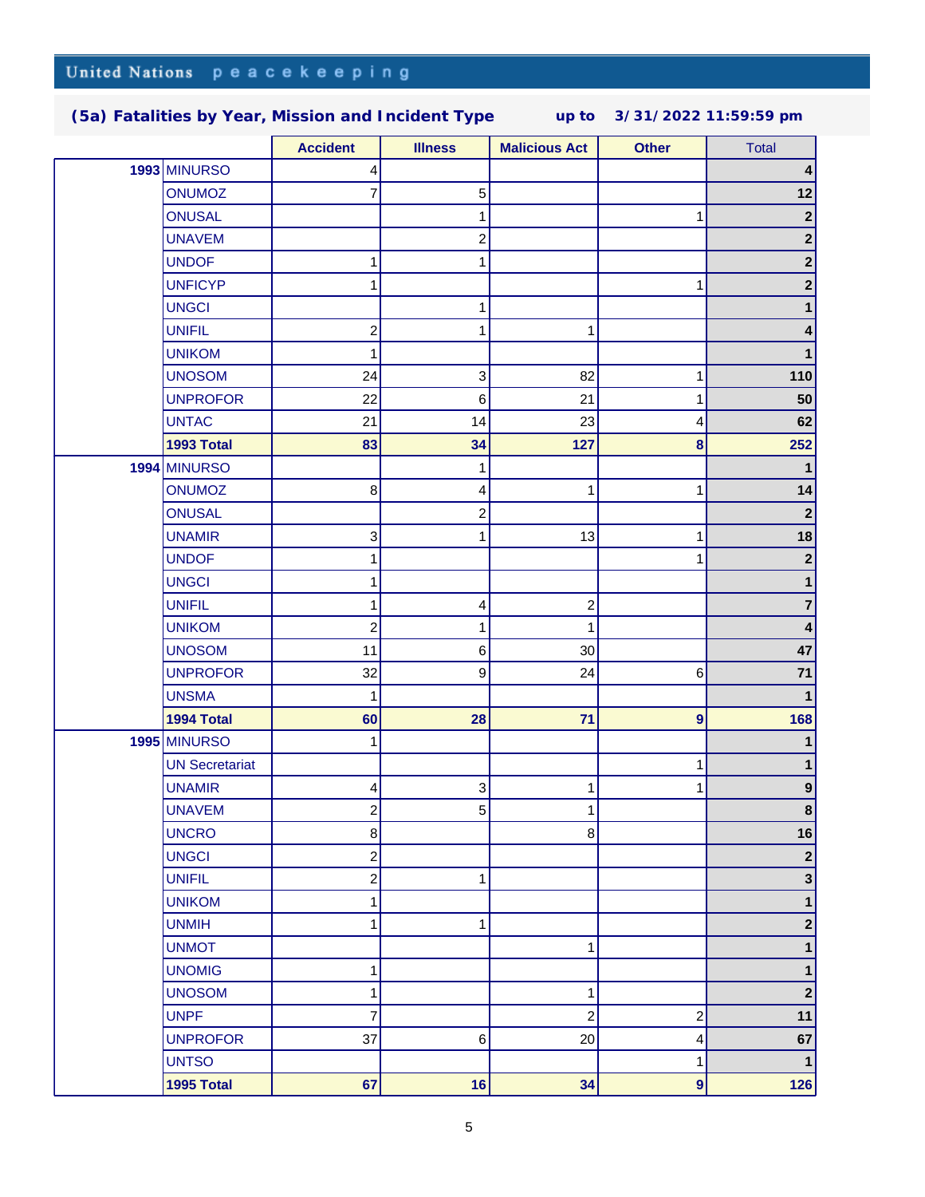United Nations peacekeeping

## (5a) Fatalities by Year, Mission and Incident Type up to 3/31/2022 11:59:59 pm

| | | Accident | Illness | Malicious Act | Other | Total |
|---|---|---|---|---|---|---|
| 1993 | MINURSO | 4 | | | | **4** |
| | ONUMOZ | 7 | 5 | | | **12** |
| | ONUSAL | | 1 | | 1 | **2** |
| | UNAVEM | | 2 | | | **2** |
| | UNDOF | 1 | 1 | | | **2** |
| | UNFICYP | 1 | | | 1 | **2** |
| | UNGCI | | 1 | | | **1** |
| | UNIFIL | 2 | 1 | 1 | | **4** |
| | UNIKOM | 1 | | | | **1** |
| | UNOSOM | 24 | 3 | 82 | 1 | **110** |
| | UNPROFOR | 22 | 6 | 21 | 1 | **50** |
| | UNTAC | 21 | 14 | 23 | 4 | **62** |
| | **1993 Total** | **83** | **34** | **127** | **8** | **252** |
| 1994 | MINURSO | | 1 | | | **1** |
| | ONUMOZ | 8 | 4 | 1 | 1 | **14** |
| | ONUSAL | | 2 | | | **2** |
| | UNAMIR | 3 | 1 | 13 | 1 | **18** |
| | UNDOF | 1 | | | 1 | **2** |
| | UNGCI | 1 | | | | **1** |
| | UNIFIL | 1 | 4 | 2 | | **7** |
| | UNIKOM | 2 | 1 | 1 | | **4** |
| | UNOSOM | 11 | 6 | 30 | | **47** |
| | UNPROFOR | 32 | 9 | 24 | 6 | **71** |
| | UNSMA | 1 | | | | **1** |
| | **1994 Total** | **60** | **28** | **71** | **9** | **168** |
| 1995 | MINURSO | 1 | | | | **1** |
| | UN Secretariat | | | | 1 | **1** |
| | UNAMIR | 4 | 3 | 1 | 1 | **9** |
| | UNAVEM | 2 | 5 | 1 | | **8** |
| | UNCRO | 8 | | 8 | | **16** |
| | UNGCI | 2 | | | | **2** |
| | UNIFIL | 2 | 1 | | | **3** |
| | UNIKOM | 1 | | | | **1** |
| | UNMIH | 1 | 1 | | | **2** |
| | UNMOT | | | 1 | | **1** |
| | UNOMIG | 1 | | | | **1** |
| | UNOSOM | 1 | | 1 | | **2** |
| | UNPF | 7 | | 2 | 2 | **11** |
| | UNPROFOR | 37 | 6 | 20 | 4 | **67** |
| | UNTSO | | | | 1 | **1** |
| | **1995 Total** | **67** | **16** | **34** | **9** | **126** |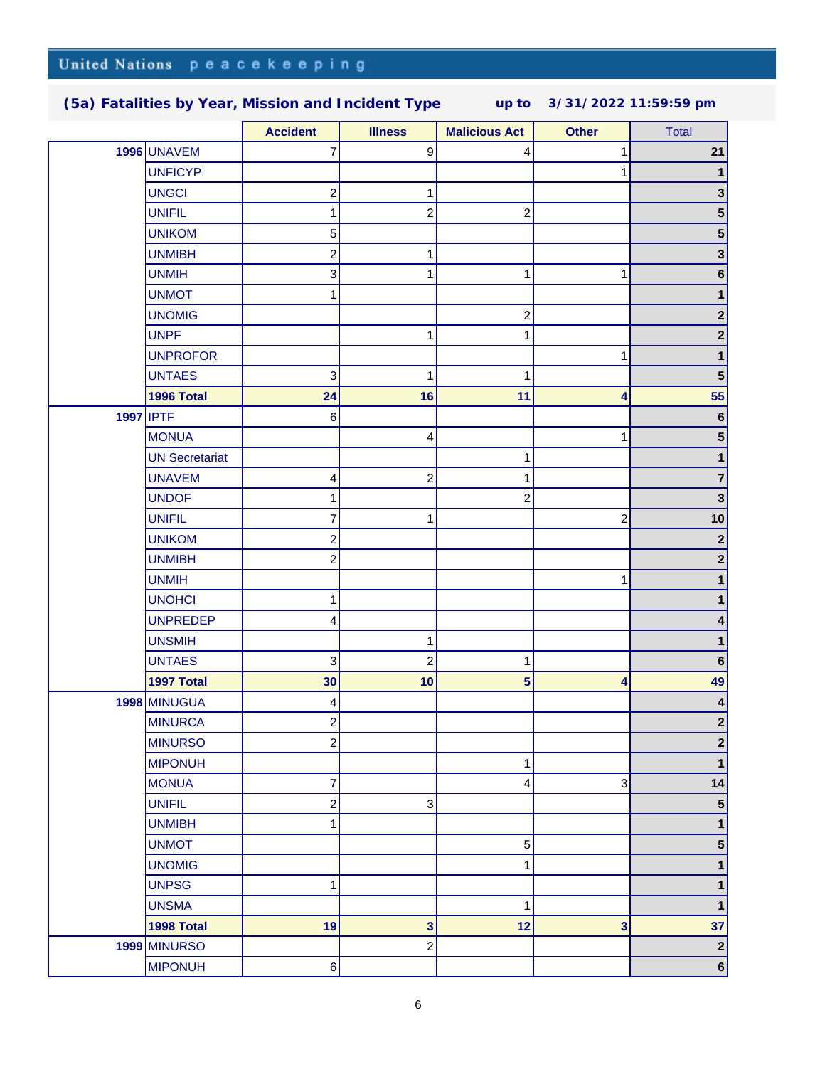## (5a) Fatalities by Year, Mission and Incident Type up to 3/31/2022 11:59:59 pm

| | | Accident | Illness | Malicious Act | Other | Total |
|---|---|---|---|---|---|---|
| **1996** | UNAVEM | 7 | 9 | 4 | 1 | **21** |
| | UNFICYP | | | | 1 | **1** |
| | UNGCI | 2 | 1 | | | **3** |
| | UNIFIL | 1 | 2 | 2 | | **5** |
| | UNIKOM | 5 | | | | **5** |
| | UNMIBH | 2 | 1 | | | **3** |
| | UNMIH | 3 | 1 | 1 | 1 | **6** |
| | UNMOT | 1 | | | | **1** |
| | UNOMIG | | | 2 | | **2** |
| | UNPF | | 1 | 1 | | **2** |
| | UNPROFOR | | | | 1 | **1** |
| | UNTAES | 3 | 1 | 1 | | **5** |
| | **1996 Total** | **24** | **16** | **11** | **4** | **55** |
| **1997** | IPTF | 6 | | | | **6** |
| | MONUA | | 4 | | 1 | **5** |
| | UN Secretariat | | | 1 | | **1** |
| | UNAVEM | 4 | 2 | 1 | | **7** |
| | UNDOF | 1 | | 2 | | **3** |
| | UNIFIL | 7 | 1 | | 2 | **10** |
| | UNIKOM | 2 | | | | **2** |
| | UNMIBH | 2 | | | | **2** |
| | UNMIH | | | | 1 | **1** |
| | UNOHCI | 1 | | | | **1** |
| | UNPREDEP | 4 | | | | **4** |
| | UNSMIH | | 1 | | | **1** |
| | UNTAES | 3 | 2 | 1 | | **6** |
| | **1997 Total** | **30** | **10** | **5** | **4** | **49** |
| **1998** | MINUGUA | 4 | | | | **4** |
| | MINURCA | 2 | | | | **2** |
| | MINURSO | 2 | | | | **2** |
| | MIPONUH | | | 1 | | **1** |
| | MONUA | 7 | | 4 | 3 | **14** |
| | UNIFIL | 2 | 3 | | | **5** |
| | UNMIBH | 1 | | | | **1** |
| | UNMOT | | | 5 | | **5** |
| | UNOMIG | | | 1 | | **1** |
| | UNPSG | 1 | | | | **1** |
| | UNSMA | | | 1 | | **1** |
| | **1998 Total** | **19** | **3** | **12** | **3** | **37** |
| **1999** | MINURSO | | 2 | | | **2** |
| | MIPONUH | 6 | | | | **6** |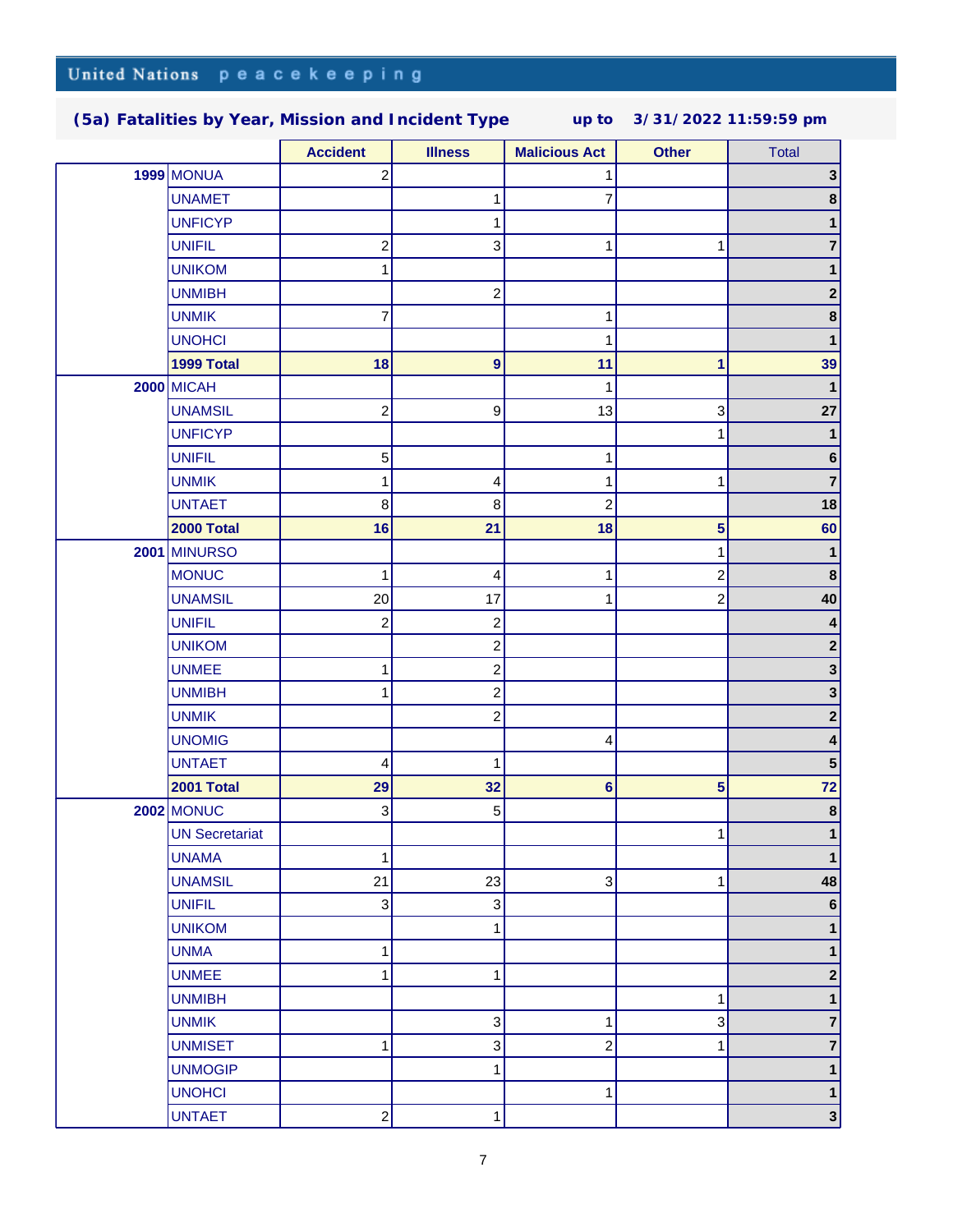United Nations peacekeeping

## (5a) Fatalities by Year, Mission and Incident Type up to 3/31/2022 11:59:59 pm

| | | Accident | Illness | Malicious Act | Other | Total |
|---|---|---|---|---|---|---|
| 1999 | MONUA | 2 | | 1 | | 3 |
| | UNAMET | | 1 | 7 | | 8 |
| | UNFICYP | | 1 | | | 1 |
| | UNIFIL | 2 | 3 | 1 | 1 | 7 |
| | UNIKOM | 1 | | | | 1 |
| | UNMIBH | | 2 | | | 2 |
| | UNMIK | 7 | | 1 | | 8 |
| | UNOHCI | | | 1 | | 1 |
| | **1999 Total** | **18** | **9** | **11** | **1** | **39** |
| 2000 | MICAH | | | 1 | | 1 |
| | UNAMSIL | 2 | 9 | 13 | 3 | 27 |
| | UNFICYP | | | | 1 | 1 |
| | UNIFIL | 5 | | 1 | | 6 |
| | UNMIK | 1 | 4 | 1 | 1 | 7 |
| | UNTAET | 8 | 8 | 2 | | 18 |
| | **2000 Total** | **16** | **21** | **18** | **5** | **60** |
| 2001 | MINURSO | | | | 1 | 1 |
| | MONUC | 1 | 4 | 1 | 2 | 8 |
| | UNAMSIL | 20 | 17 | 1 | 2 | 40 |
| | UNIFIL | 2 | 2 | | | 4 |
| | UNIKOM | | 2 | | | 2 |
| | UNMEE | 1 | 2 | | | 3 |
| | UNMIBH | 1 | 2 | | | 3 |
| | UNMIK | | 2 | | | 2 |
| | UNOMIG | | | 4 | | 4 |
| | UNTAET | 4 | 1 | | | 5 |
| | **2001 Total** | **29** | **32** | **6** | **5** | **72** |
| 2002 | MONUC | 3 | 5 | | | 8 |
| | UN Secretariat | | | | 1 | 1 |
| | UNAMA | 1 | | | | 1 |
| | UNAMSIL | 21 | 23 | 3 | 1 | 48 |
| | UNIFIL | 3 | 3 | | | 6 |
| | UNIKOM | | 1 | | | 1 |
| | UNMA | 1 | | | | 1 |
| | UNMEE | 1 | 1 | | | 2 |
| | UNMIBH | | | | 1 | 1 |
| | UNMIK | | 3 | 1 | 3 | 7 |
| | UNMISET | 1 | 3 | 2 | 1 | 7 |
| | UNMOGIP | | 1 | | | 1 |
| | UNOHCI | | | 1 | | 1 |
| | UNTAET | 2 | 1 | | | 3 |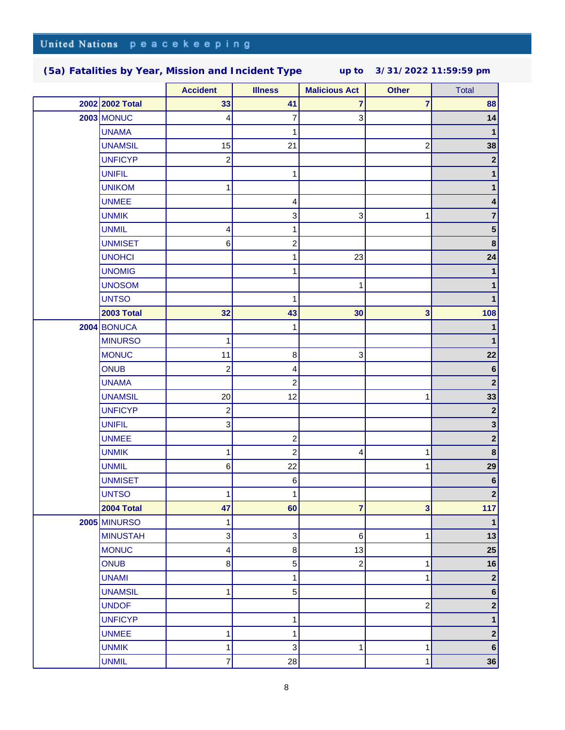## (5a) Fatalities by Year, Mission and Incident Type up to 3/31/2022 11:59:59 pm

| | | Accident | Illness | Malicious Act | Other | Total |
|---|---|---|---|---|---|---|
| 2002 | **2002 Total** | **33** | **41** | **7** | **7** | **88** |
| 2003 | MONUC | 4 | 7 | 3 | | **14** |
| | UNAMA | | 1 | | | **1** |
| | UNAMSIL | 15 | 21 | | 2 | **38** |
| | UNFICYP | 2 | | | | **2** |
| | UNIFIL | | 1 | | | **1** |
| | UNIKOM | 1 | | | | **1** |
| | UNMEE | | 4 | | | **4** |
| | UNMIK | | 3 | 3 | 1 | **7** |
| | UNMIL | 4 | 1 | | | **5** |
| | UNMISET | 6 | 2 | | | **8** |
| | UNOHCI | | 1 | 23 | | **24** |
| | UNOMIG | | 1 | | | **1** |
| | UNOSOM | | | 1 | | **1** |
| | UNTSO | | 1 | | | **1** |
| | **2003 Total** | **32** | **43** | **30** | **3** | **108** |
| 2004 | BONUCA | | 1 | | | **1** |
| | MINURSO | 1 | | | | **1** |
| | MONUC | 11 | 8 | 3 | | **22** |
| | ONUB | 2 | 4 | | | **6** |
| | UNAMA | | 2 | | | **2** |
| | UNAMSIL | 20 | 12 | | 1 | **33** |
| | UNFICYP | 2 | | | | **2** |
| | UNIFIL | 3 | | | | **3** |
| | UNMEE | | 2 | | | **2** |
| | UNMIK | 1 | 2 | 4 | 1 | **8** |
| | UNMIL | 6 | 22 | | 1 | **29** |
| | UNMISET | | 6 | | | **6** |
| | UNTSO | 1 | 1 | | | **2** |
| | **2004 Total** | **47** | **60** | **7** | **3** | **117** |
| 2005 | MINURSO | 1 | | | | **1** |
| | MINUSTAH | 3 | 3 | 6 | 1 | **13** |
| | MONUC | 4 | 8 | 13 | | **25** |
| | ONUB | 8 | 5 | 2 | 1 | **16** |
| | UNAMI | | 1 | | 1 | **2** |
| | UNAMSIL | 1 | 5 | | | **6** |
| | UNDOF | | | | 2 | **2** |
| | UNFICYP | | 1 | | | **1** |
| | UNMEE | 1 | 1 | | | **2** |
| | UNMIK | 1 | 3 | 1 | 1 | **6** |
| | UNMIL | 7 | 28 | | 1 | **36** |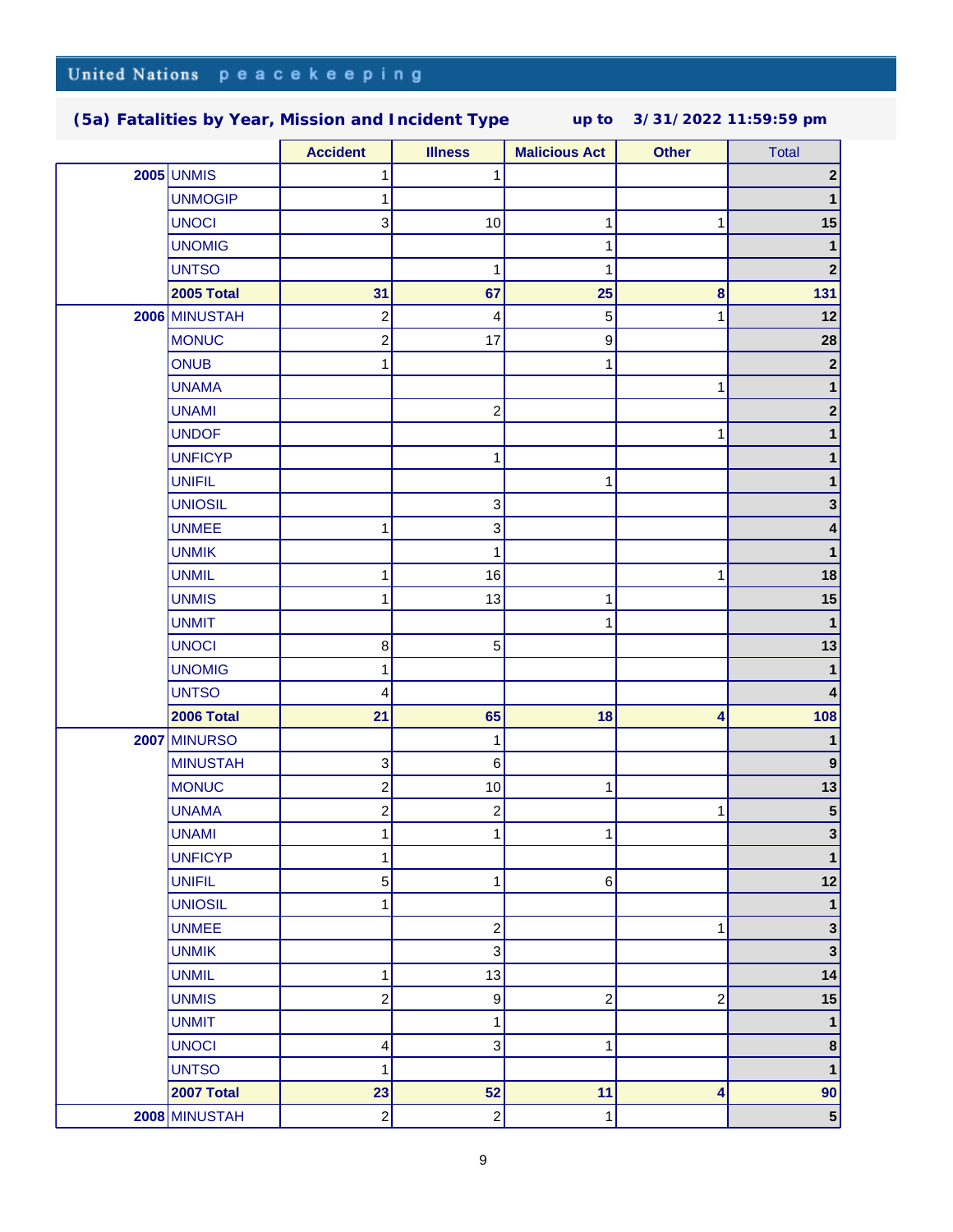United Nations peacekeeping

## (5a) Fatalities by Year, Mission and Incident Type up to 3/31/2022 11:59:59 pm

| | | Accident | Illness | Malicious Act | Other | Total |
|---|---|---|---|---|---|---|
| 2005 | UNMIS | 1 | 1 | | | 2 |
| | UNMOGIP | 1 | | | | 1 |
| | UNOCI | 3 | 10 | 1 | 1 | 15 |
| | UNOMIG | | | 1 | | 1 |
| | UNTSO | | 1 | 1 | | 2 |
| | **2005 Total** | **31** | **67** | **25** | **8** | **131** |
| 2006 | MINUSTAH | 2 | 4 | 5 | 1 | 12 |
| | MONUC | 2 | 17 | 9 | | 28 |
| | ONUB | 1 | | 1 | | 2 |
| | UNAMA | | | | 1 | 1 |
| | UNAMI | | 2 | | | 2 |
| | UNDOF | | | | 1 | 1 |
| | UNFICYP | | 1 | | | 1 |
| | UNIFIL | | | 1 | | 1 |
| | UNIOSIL | | 3 | | | 3 |
| | UNMEE | 1 | 3 | | | 4 |
| | UNMIK | | 1 | | | 1 |
| | UNMIL | 1 | 16 | | 1 | 18 |
| | UNMIS | 1 | 13 | 1 | | 15 |
| | UNMIT | | | 1 | | 1 |
| | UNOCI | 8 | 5 | | | 13 |
| | UNOMIG | 1 | | | | 1 |
| | UNTSO | 4 | | | | 4 |
| | **2006 Total** | **21** | **65** | **18** | **4** | **108** |
| 2007 | MINURSO | | 1 | | | 1 |
| | MINUSTAH | 3 | 6 | | | 9 |
| | MONUC | 2 | 10 | 1 | | 13 |
| | UNAMA | 2 | 2 | | 1 | 5 |
| | UNAMI | 1 | 1 | 1 | | 3 |
| | UNFICYP | 1 | | | | 1 |
| | UNIFIL | 5 | 1 | 6 | | 12 |
| | UNIOSIL | 1 | | | | 1 |
| | UNMEE | | 2 | | 1 | 3 |
| | UNMIK | | 3 | | | 3 |
| | UNMIL | 1 | 13 | | | 14 |
| | UNMIS | 2 | 9 | 2 | 2 | 15 |
| | UNMIT | | 1 | | | 1 |
| | UNOCI | 4 | 3 | 1 | | 8 |
| | UNTSO | 1 | | | | 1 |
| | **2007 Total** | **23** | **52** | **11** | **4** | **90** |
| 2008 | MINUSTAH | 2 | 2 | 1 | | 5 |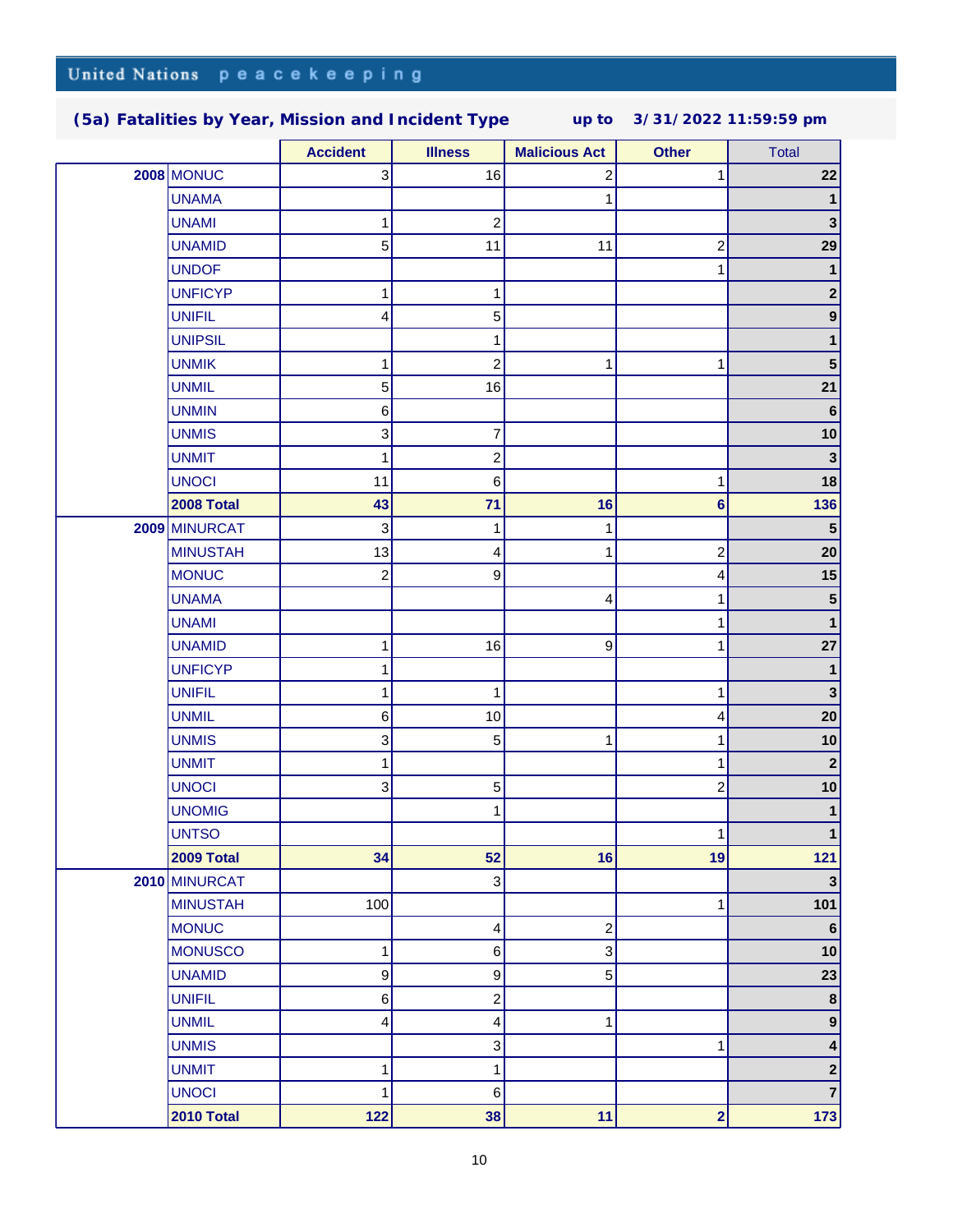## (5a) Fatalities by Year, Mission and Incident Type up to 3/31/2022 11:59:59 pm

| | | Accident | Illness | Malicious Act | Other | Total |
|---|---|---|---|---|---|---|
| **2008** | MONUC | 3 | 16 | 2 | 1 | **22** |
| | UNAMA | | | 1 | | **1** |
| | UNAMI | 1 | 2 | | | **3** |
| | UNAMID | 5 | 11 | 11 | 2 | **29** |
| | UNDOF | | | | 1 | **1** |
| | UNFICYP | 1 | 1 | | | **2** |
| | UNIFIL | 4 | 5 | | | **9** |
| | UNIPSIL | | 1 | | | **1** |
| | UNMIK | 1 | 2 | 1 | 1 | **5** |
| | UNMIL | 5 | 16 | | | **21** |
| | UNMIN | 6 | | | | **6** |
| | UNMIS | 3 | 7 | | | **10** |
| | UNMIT | 1 | 2 | | | **3** |
| | UNOCI | 11 | 6 | | 1 | **18** |
| | **2008 Total** | **43** | **71** | **16** | **6** | **136** |
| **2009** | MINURCAT | 3 | 1 | 1 | | **5** |
| | MINUSTAH | 13 | 4 | 1 | 2 | **20** |
| | MONUC | 2 | 9 | | 4 | **15** |
| | UNAMA | | | 4 | 1 | **5** |
| | UNAMI | | | | 1 | **1** |
| | UNAMID | 1 | 16 | 9 | 1 | **27** |
| | UNFICYP | 1 | | | | **1** |
| | UNIFIL | 1 | 1 | | 1 | **3** |
| | UNMIL | 6 | 10 | | 4 | **20** |
| | UNMIS | 3 | 5 | 1 | 1 | **10** |
| | UNMIT | 1 | | | 1 | **2** |
| | UNOCI | 3 | 5 | | 2 | **10** |
| | UNOMIG | | 1 | | | **1** |
| | UNTSO | | | | 1 | **1** |
| | **2009 Total** | **34** | **52** | **16** | **19** | **121** |
| **2010** | MINURCAT | | 3 | | | **3** |
| | MINUSTAH | 100 | | | 1 | **101** |
| | MONUC | | 4 | 2 | | **6** |
| | MONUSCO | 1 | 6 | 3 | | **10** |
| | UNAMID | 9 | 9 | 5 | | **23** |
| | UNIFIL | 6 | 2 | | | **8** |
| | UNMIL | 4 | 4 | 1 | | **9** |
| | UNMIS | | 3 | | 1 | **4** |
| | UNMIT | 1 | 1 | | | **2** |
| | UNOCI | 1 | 6 | | | **7** |
| | **2010 Total** | **122** | **38** | **11** | **2** | **173** |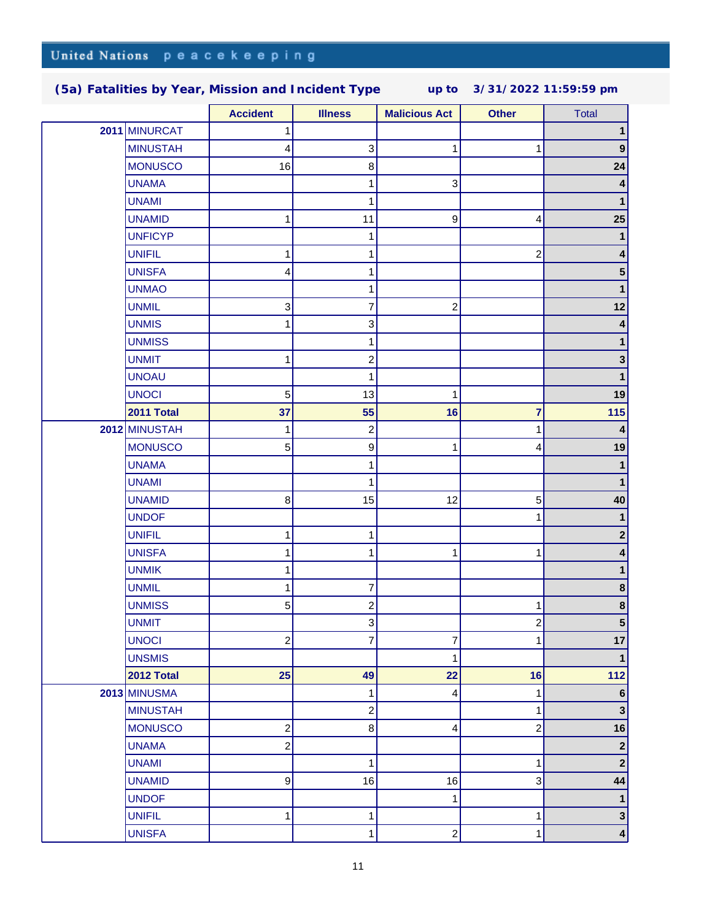United Nations peacekeeping

## (5a) Fatalities by Year, Mission and Incident Type    up to 3/31/2022 11:59:59 pm

| | | Accident | Illness | Malicious Act | Other | Total |
|---|---|---|---|---|---|---|
| 2011 | MINURCAT | 1 | | | | 1 |
| | MINUSTAH | 4 | 3 | 1 | 1 | 9 |
| | MONUSCO | 16 | 8 | | | 24 |
| | UNAMA | | 1 | 3 | | 4 |
| | UNAMI | | 1 | | | 1 |
| | UNAMID | 1 | 11 | 9 | 4 | 25 |
| | UNFICYP | | 1 | | | 1 |
| | UNIFIL | 1 | 1 | | 2 | 4 |
| | UNISFA | 4 | 1 | | | 5 |
| | UNMAO | | 1 | | | 1 |
| | UNMIL | 3 | 7 | 2 | | 12 |
| | UNMIS | 1 | 3 | | | 4 |
| | UNMISS | | 1 | | | 1 |
| | UNMIT | 1 | 2 | | | 3 |
| | UNOAU | | 1 | | | 1 |
| | UNOCI | 5 | 13 | 1 | | 19 |
| | **2011 Total** | **37** | **55** | **16** | **7** | **115** |
| 2012 | MINUSTAH | 1 | 2 | | 1 | 4 |
| | MONUSCO | 5 | 9 | 1 | 4 | 19 |
| | UNAMA | | 1 | | | 1 |
| | UNAMI | | 1 | | | 1 |
| | UNAMID | 8 | 15 | 12 | 5 | 40 |
| | UNDOF | | | | 1 | 1 |
| | UNIFIL | 1 | 1 | | | 2 |
| | UNISFA | 1 | 1 | 1 | 1 | 4 |
| | UNMIK | 1 | | | | 1 |
| | UNMIL | 1 | 7 | | | 8 |
| | UNMISS | 5 | 2 | | 1 | 8 |
| | UNMIT | | 3 | | 2 | 5 |
| | UNOCI | 2 | 7 | 7 | 1 | 17 |
| | UNSMIS | | | 1 | | 1 |
| | **2012 Total** | **25** | **49** | **22** | **16** | **112** |
| 2013 | MINUSMA | | 1 | 4 | 1 | 6 |
| | MINUSTAH | | 2 | | 1 | 3 |
| | MONUSCO | 2 | 8 | 4 | 2 | 16 |
| | UNAMA | 2 | | | | 2 |
| | UNAMI | | 1 | | 1 | 2 |
| | UNAMID | 9 | 16 | 16 | 3 | 44 |
| | UNDOF | | | 1 | | 1 |
| | UNIFIL | 1 | 1 | | 1 | 3 |
| | UNISFA | | 1 | 2 | 1 | 4 |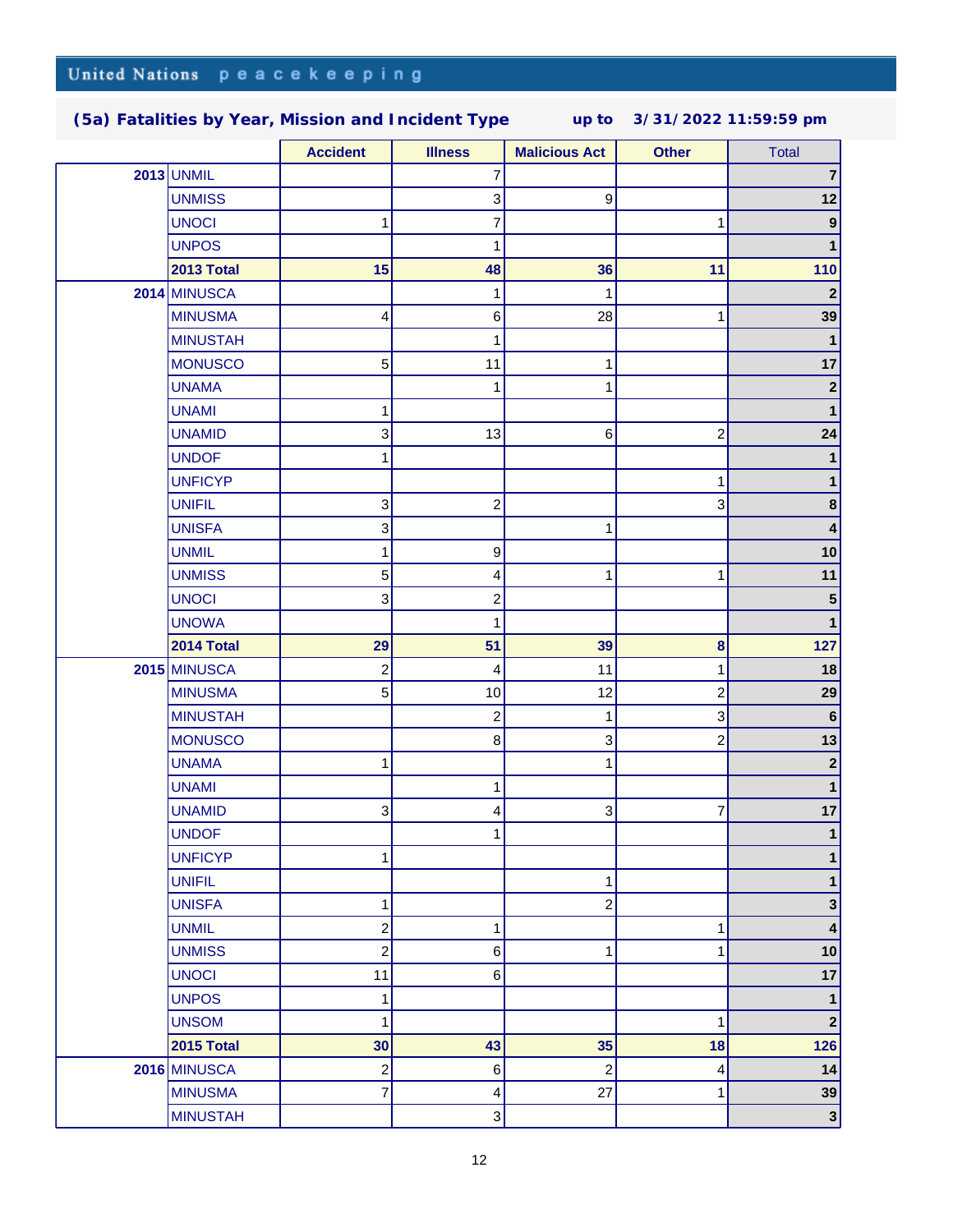United Nations peacekeeping

## (5a) Fatalities by Year, Mission and Incident Type up to 3/31/2022 11:59:59 pm

| | | Accident | Illness | Malicious Act | Other | Total |
|---|---|---|---|---|---|---|
| 2013 | UNMIL | | 7 | | | 7 |
| | UNMISS | | 3 | 9 | | 12 |
| | UNOCI | 1 | 7 | | 1 | 9 |
| | UNPOS | | 1 | | | 1 |
| | **2013 Total** | **15** | **48** | **36** | **11** | **110** |
| 2014 | MINUSCA | | 1 | 1 | | 2 |
| | MINUSMA | 4 | 6 | 28 | 1 | 39 |
| | MINUSTAH | | 1 | | | 1 |
| | MONUSCO | 5 | 11 | 1 | | 17 |
| | UNAMA | | 1 | 1 | | 2 |
| | UNAMI | 1 | | | | 1 |
| | UNAMID | 3 | 13 | 6 | 2 | 24 |
| | UNDOF | 1 | | | | 1 |
| | UNFICYP | | | | 1 | 1 |
| | UNIFIL | 3 | 2 | | 3 | 8 |
| | UNISFA | 3 | | 1 | | 4 |
| | UNMIL | 1 | 9 | | | 10 |
| | UNMISS | 5 | 4 | 1 | 1 | 11 |
| | UNOCI | 3 | 2 | | | 5 |
| | UNOWA | | 1 | | | 1 |
| | **2014 Total** | **29** | **51** | **39** | **8** | **127** |
| 2015 | MINUSCA | 2 | 4 | 11 | 1 | 18 |
| | MINUSMA | 5 | 10 | 12 | 2 | 29 |
| | MINUSTAH | | 2 | 1 | 3 | 6 |
| | MONUSCO | | 8 | 3 | 2 | 13 |
| | UNAMA | 1 | | 1 | | 2 |
| | UNAMI | | 1 | | | 1 |
| | UNAMID | 3 | 4 | 3 | 7 | 17 |
| | UNDOF | | 1 | | | 1 |
| | UNFICYP | 1 | | | | 1 |
| | UNIFIL | | | 1 | | 1 |
| | UNISFA | 1 | | 2 | | 3 |
| | UNMIL | 2 | 1 | | 1 | 4 |
| | UNMISS | 2 | 6 | 1 | 1 | 10 |
| | UNOCI | 11 | 6 | | | 17 |
| | UNPOS | 1 | | | | 1 |
| | UNSOM | 1 | | | 1 | 2 |
| | **2015 Total** | **30** | **43** | **35** | **18** | **126** |
| 2016 | MINUSCA | 2 | 6 | 2 | 4 | 14 |
| | MINUSMA | 7 | 4 | 27 | 1 | 39 |
| | MINUSTAH | | 3 | | | 3 |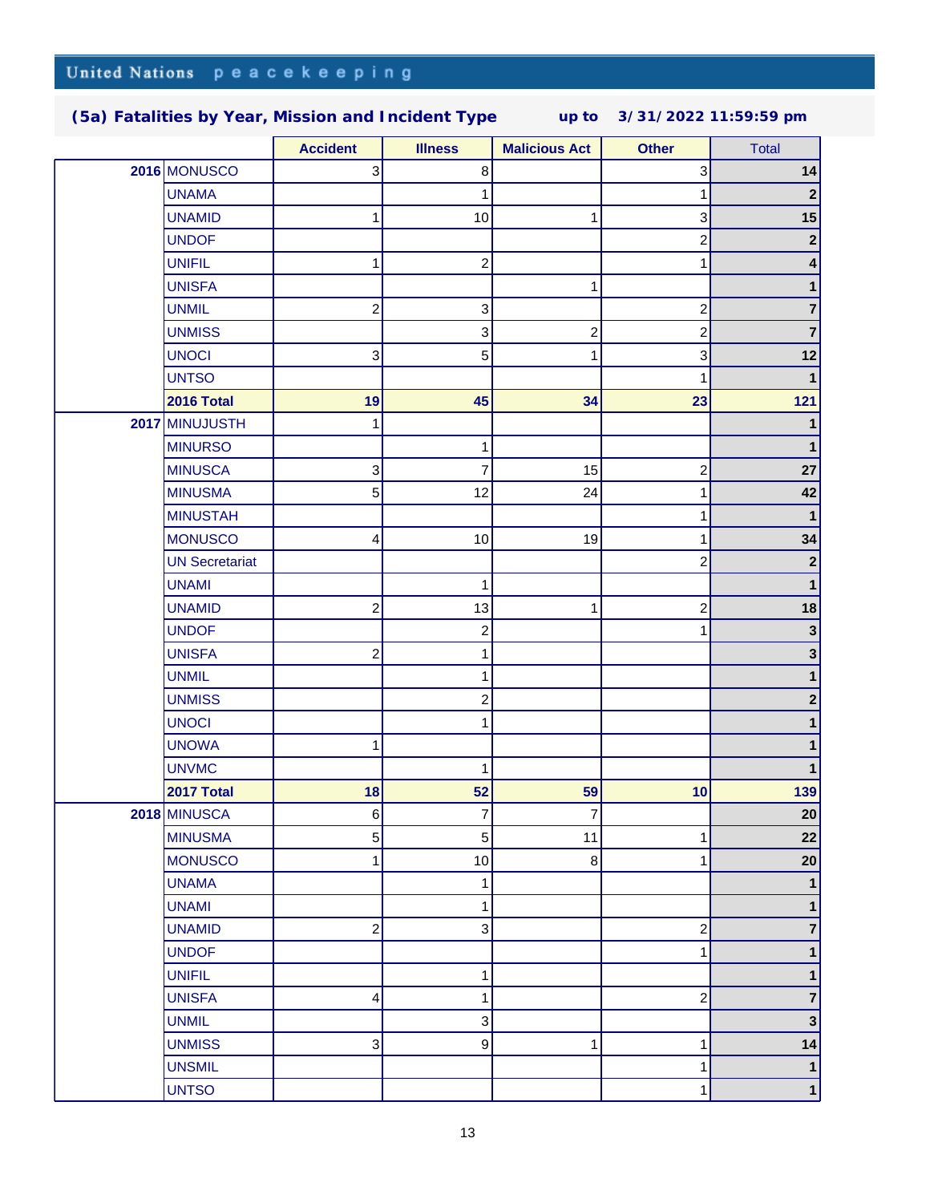United Nations peacekeeping

## (5a) Fatalities by Year, Mission and Incident Type up to 3/31/2022 11:59:59 pm

| | | Accident | Illness | Malicious Act | Other | Total |
|---|---|---|---|---|---|---|
| **2016** | MONUSCO | 3 | 8 | | 3 | **14** |
| | UNAMA | | 1 | | 1 | **2** |
| | UNAMID | 1 | 10 | 1 | 3 | **15** |
| | UNDOF | | | | 2 | **2** |
| | UNIFIL | 1 | 2 | | 1 | **4** |
| | UNISFA | | | 1 | | **1** |
| | UNMIL | 2 | 3 | | 2 | **7** |
| | UNMISS | | 3 | 2 | 2 | **7** |
| | UNOCI | 3 | 5 | 1 | 3 | **12** |
| | UNTSO | | | | 1 | **1** |
| | **2016 Total** | **19** | **45** | **34** | **23** | **121** |
| **2017** | MINUJUSTH | 1 | | | | **1** |
| | MINURSO | | 1 | | | **1** |
| | MINUSCA | 3 | 7 | 15 | 2 | **27** |
| | MINUSMA | 5 | 12 | 24 | 1 | **42** |
| | MINUSTAH | | | | 1 | **1** |
| | MONUSCO | 4 | 10 | 19 | 1 | **34** |
| | UN Secretariat | | | | 2 | **2** |
| | UNAMI | | 1 | | | **1** |
| | UNAMID | 2 | 13 | 1 | 2 | **18** |
| | UNDOF | | 2 | | 1 | **3** |
| | UNISFA | 2 | 1 | | | **3** |
| | UNMIL | | 1 | | | **1** |
| | UNMISS | | 2 | | | **2** |
| | UNOCI | | 1 | | | **1** |
| | UNOWA | 1 | | | | **1** |
| | UNVMC | | 1 | | | **1** |
| | **2017 Total** | **18** | **52** | **59** | **10** | **139** |
| **2018** | MINUSCA | 6 | 7 | 7 | | **20** |
| | MINUSMA | 5 | 5 | 11 | 1 | **22** |
| | MONUSCO | 1 | 10 | 8 | 1 | **20** |
| | UNAMA | | 1 | | | **1** |
| | UNAMI | | 1 | | | **1** |
| | UNAMID | 2 | 3 | | 2 | **7** |
| | UNDOF | | | | 1 | **1** |
| | UNIFIL | | 1 | | | **1** |
| | UNISFA | 4 | 1 | | 2 | **7** |
| | UNMIL | | 3 | | | **3** |
| | UNMISS | 3 | 9 | 1 | 1 | **14** |
| | UNSMIL | | | | 1 | **1** |
| | UNTSO | | | | 1 | **1** |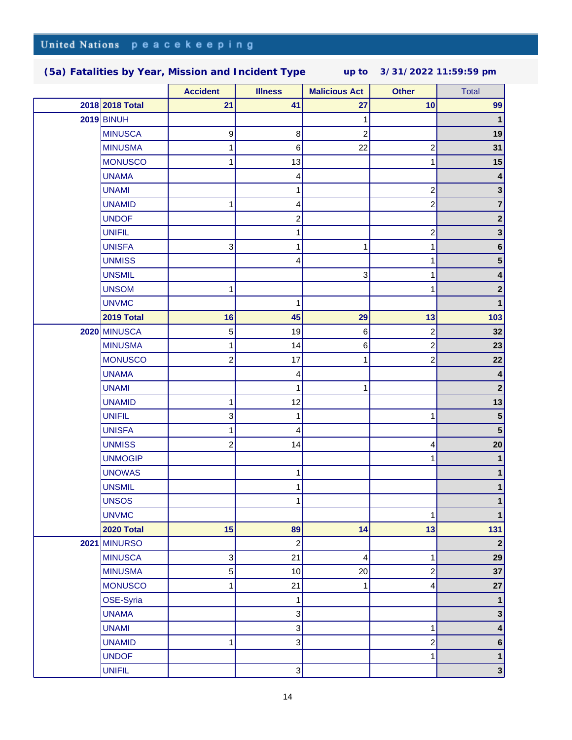United Nations peacekeeping

## (5a) Fatalities by Year, Mission and Incident Type    up to 3/31/2022 11:59:59 pm

| | | Accident | Illness | Malicious Act | Other | Total |
|---|---|---|---|---|---|---|
| **2018** | **2018 Total** | **21** | **41** | **27** | **10** | **99** |
| **2019** | BINUH | | | 1 | | **1** |
| | MINUSCA | 9 | 8 | 2 | | **19** |
| | MINUSMA | 1 | 6 | 22 | 2 | **31** |
| | MONUSCO | 1 | 13 | | 1 | **15** |
| | UNAMA | | 4 | | | **4** |
| | UNAMI | | 1 | | 2 | **3** |
| | UNAMID | 1 | 4 | | 2 | **7** |
| | UNDOF | | 2 | | | **2** |
| | UNIFIL | | 1 | | 2 | **3** |
| | UNISFA | 3 | 1 | 1 | 1 | **6** |
| | UNMISS | | 4 | | 1 | **5** |
| | UNSMIL | | | 3 | 1 | **4** |
| | UNSOM | 1 | | | 1 | **2** |
| | UNVMC | | 1 | | | **1** |
| | **2019 Total** | **16** | **45** | **29** | **13** | **103** |
| **2020** | MINUSCA | 5 | 19 | 6 | 2 | **32** |
| | MINUSMA | 1 | 14 | 6 | 2 | **23** |
| | MONUSCO | 2 | 17 | 1 | 2 | **22** |
| | UNAMA | | 4 | | | **4** |
| | UNAMI | | 1 | 1 | | **2** |
| | UNAMID | 1 | 12 | | | **13** |
| | UNIFIL | 3 | 1 | | 1 | **5** |
| | UNISFA | 1 | 4 | | | **5** |
| | UNMISS | 2 | 14 | | 4 | **20** |
| | UNMOGIP | | | | 1 | **1** |
| | UNOWAS | | 1 | | | **1** |
| | UNSMIL | | 1 | | | **1** |
| | UNSOS | | 1 | | | **1** |
| | UNVMC | | | | 1 | **1** |
| | **2020 Total** | **15** | **89** | **14** | **13** | **131** |
| **2021** | MINURSO | | 2 | | | **2** |
| | MINUSCA | 3 | 21 | 4 | 1 | **29** |
| | MINUSMA | 5 | 10 | 20 | 2 | **37** |
| | MONUSCO | 1 | 21 | 1 | 4 | **27** |
| | OSE-Syria | | 1 | | | **1** |
| | UNAMA | | 3 | | | **3** |
| | UNAMI | | 3 | | 1 | **4** |
| | UNAMID | 1 | 3 | | 2 | **6** |
| | UNDOF | | | | 1 | **1** |
| | UNIFIL | | 3 | | | **3** |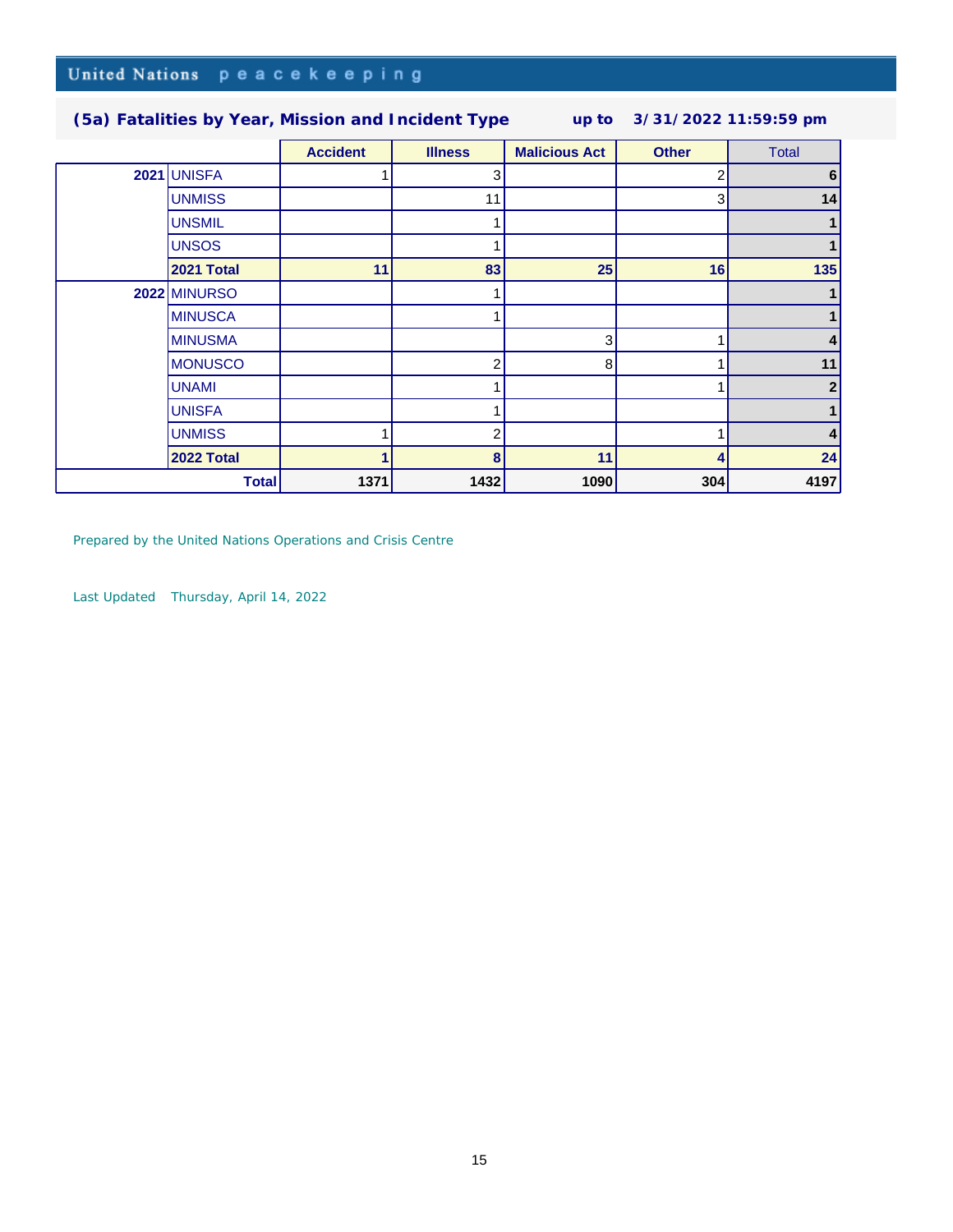United Nations peacekeeping

## (5a) Fatalities by Year, Mission and Incident Type up to 3/31/2022 11:59:59 pm

| | | Accident | Illness | Malicious Act | Other | Total |
|---|---|---|---|---|---|---|
| 2021 | UNISFA | 1 | 3 | | 2 | 6 |
| | UNMISS | | 11 | | 3 | 14 |
| | UNSMIL | | 1 | | | 1 |
| | UNSOS | | 1 | | | 1 |
| | **2021 Total** | **11** | **83** | **25** | **16** | **135** |
| 2022 | MINURSO | | 1 | | | 1 |
| | MINUSCA | | 1 | | | 1 |
| | MINUSMA | | | 3 | 1 | 4 |
| | MONUSCO | | 2 | 8 | 1 | 11 |
| | UNAMI | | 1 | | 1 | 2 |
| | UNISFA | | 1 | | | 1 |
| | UNMISS | 1 | 2 | | 1 | 4 |
| | **2022 Total** | **1** | **8** | **11** | **4** | **24** |
| **Total** | | **1371** | **1432** | **1090** | **304** | **4197** |

Prepared by the United Nations Operations and Crisis Centre

Last Updated Thursday, April 14, 2022